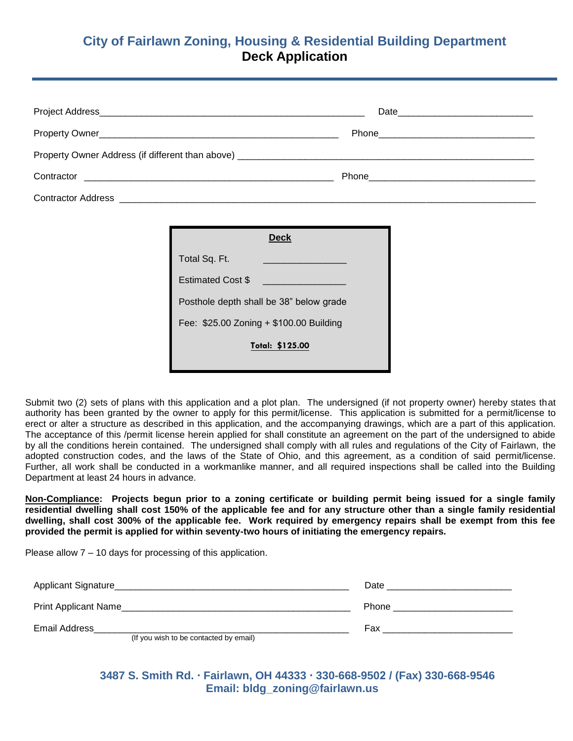## City of Fairlawn Zoning, Housing & Residential Building Department

# Deck Application

Project Address_____________________________________________________ Date_________________________

Property Owner_________________________________________________ Phone_____________________________

Property Owner Address (if different than above) _____________________________________________________________

Contractor _________________________________________________ Phone________________________________

Contractor Address ______________________________________________________________________________________

**Deck**

Total Sq. Ft. _______________

Estimated Cost $ _______________

Posthole depth shall be 38” below grade

Fee: $25.00 Zoning + $100.00 Building

**Total: $125.00**

Submit two (2) sets of plans with this application and a plot plan. The undersigned (if not property owner) hereby states that authority has been granted by the owner to apply for this permit/license. This application is submitted for a permit/license to erect or alter a structure as described in this application, and the accompanying drawings, which are a part of this application. The acceptance of this /permit license herein applied for shall constitute an agreement on the part of the undersigned to abide by all the conditions herein contained. The undersigned shall comply with all rules and regulations of the City of Fairlawn, the adopted construction codes, and the laws of the State of Ohio, and this agreement, as a condition of said permit/license. Further, all work shall be conducted in a workmanlike manner, and all required inspections shall be called into the Building Department at least 24 hours in advance.

**Non-Compliance: Projects begun prior to a zoning certificate or building permit being issued for a single family residential dwelling shall cost 150% of the applicable fee and for any structure other than a single family residential dwelling, shall cost 300% of the applicable fee. Work required by emergency repairs shall be exempt from this fee provided the permit is applied for within seventy-two hours of initiating the emergency repairs.**

Please allow 7 – 10 days for processing of this application.

Applicant Signature_____________________________________________ Date _______________________

Print Applicant Name____________________________________________ Phone ______________________

Email Address__________________________________________________ Fax ________________________
(If you wish to be contacted by email)

3487 S. Smith Rd. · Fairlawn, OH 44333 · 330-668-9502 / (Fax) 330-668-9546
Email: bldg_zoning@fairlawn.us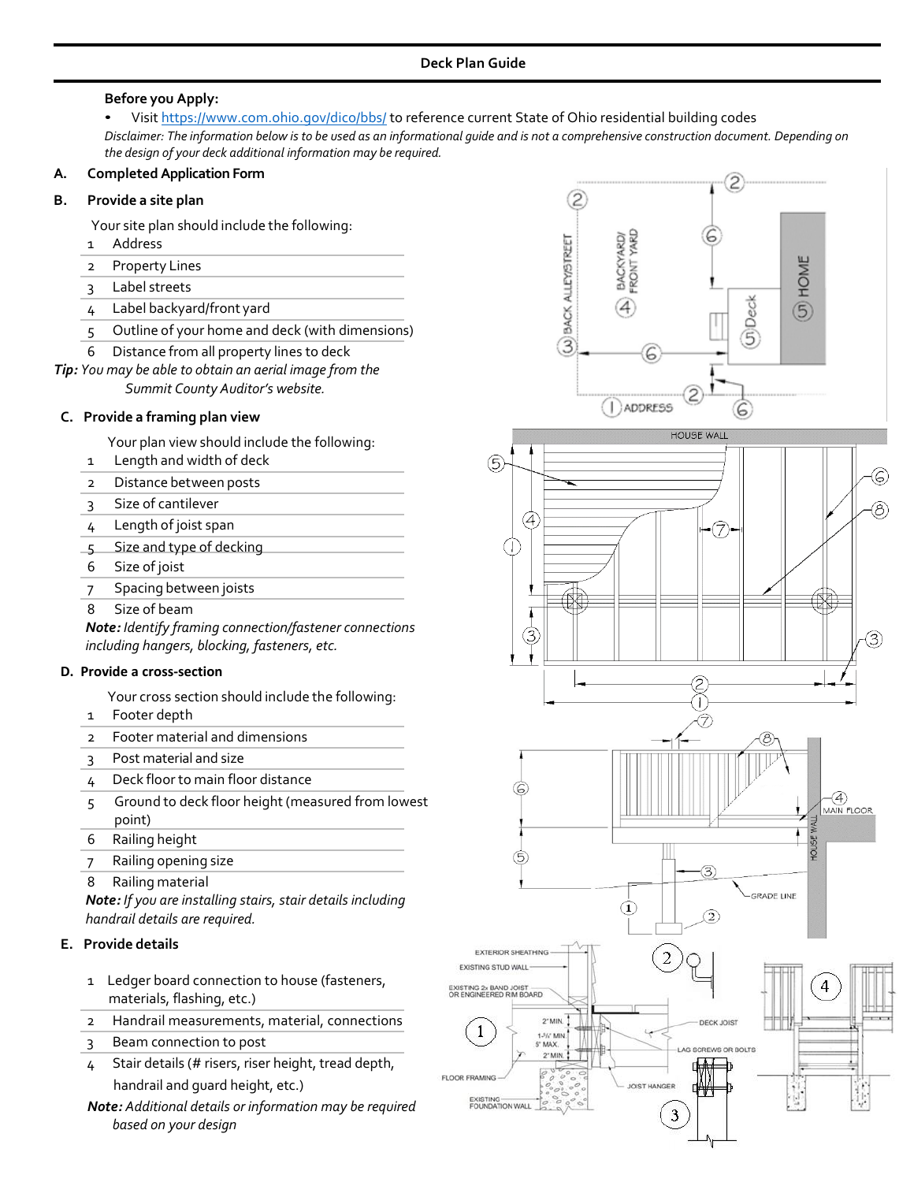# Deck Plan Guide

**Before you Apply:**

- Visit https://www.com.ohio.gov/dico/bbs/ to reference current State of Ohio residential building codes

*Disclaimer: The information below is to be used as an informational guide and is not a comprehensive construction document. Depending on the design of your deck additional information may be required.*

## A. Completed Application Form

## B. Provide a site plan

Your site plan should include the following:

1. Address
2. Property Lines
3. Label streets
4. Label backyard/front yard
5. Outline of your home and deck (with dimensions)
6. Distance from all property lines to deck

***Tip:*** *You may be able to obtain an aerial image from the Summit County Auditor's website.*

## C. Provide a framing plan view

Your plan view should include the following:

1. Length and width of deck
2. Distance between posts
3. Size of cantilever
4. Length of joist span
5. Size and type of decking
6. Size of joist
7. Spacing between joists
8. Size of beam

***Note:*** *Identify framing connection/fastener connections including hangers, blocking, fasteners, etc.*

## D. Provide a cross-section

Your cross section should include the following:

1. Footer depth
2. Footer material and dimensions
3. Post material and size
4. Deck floor to main floor distance
5. Ground to deck floor height (measured from lowest point)
6. Railing height
7. Railing opening size
8. Railing material

***Note:*** *If you are installing stairs, stair details including handrail details are required.*

## E. Provide details

1. Ledger board connection to house (fasteners, materials, flashing, etc.)
2. Handrail measurements, material, connections
3. Beam connection to post
4. Stair details (# risers, riser height, tread depth, handrail and guard height, etc.)

***Note:*** *Additional details or information may be required based on your design*

BACK ALLEY/STREET
BACKYARD/ FRONT YARD
Deck
HOME
ADDRESS

HOUSE WALL

MAIN FLOOR
HOUSE WALL
GRADE LINE

EXTERIOR SHEATHING
EXISTING STUD WALL
EXISTING 2x BAND JOIST OR ENGINEERED RIM BOARD
2" MIN.
1-5/8" MIN
5" MAX.
2" MIN
DECK JOIST
LAG SCREWS OR BOLTS
FLOOR FRAMING
EXISTING FOUNDATION WALL
JOIST HANGER